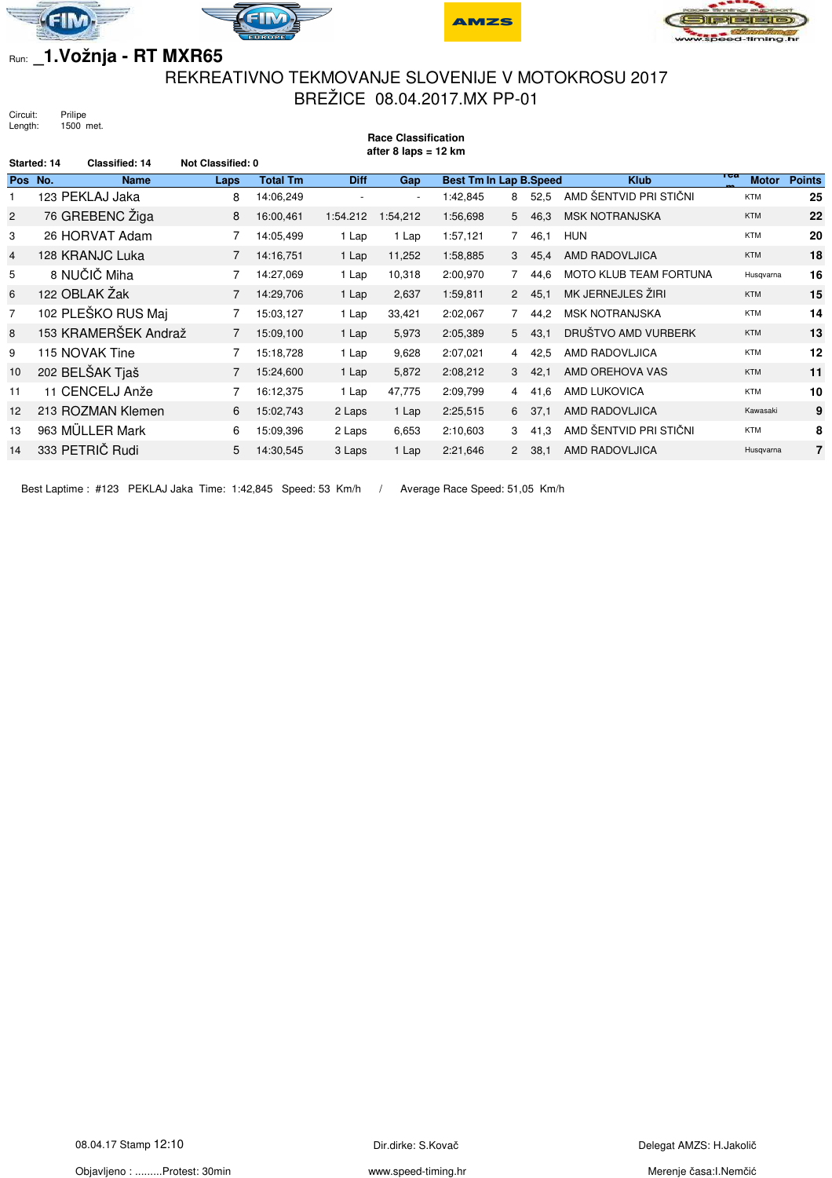Run: **_1.Vožnja - RT MXR65**

# REKREATIVNO TEKMOVANJE SLOVENIJE V MOTOKROSU 2017

## BREŽICE 08.04.2017.MX PP-01

Circuit: Prilipe
Length: 1500 met.

**Race Classification**
**after 8 laps = 12 km**

**Started: 14** **Classified: 14** **Not Classified: 0**

| Pos | No. | Name | Laps | Total Tm | Diff | Gap | Best Tm | In Lap | B.Speed | Klub | Team | Motor | Points |
|---|---|---|---|---|---|---|---|---|---|---|---|---|---|
| 1 | 123 | PEKLAJ Jaka | 8 | 14:06,249 | - | - | 1:42,845 | 8 | 52,5 | AMD ŠENTVID PRI STIČNI | | KTM | 25 |
| 2 | 76 | GREBENC Žiga | 8 | 16:00,461 | 1:54.212 | 1:54,212 | 1:56,698 | 5 | 46,3 | MSK NOTRANJSKA | | KTM | 22 |
| 3 | 26 | HORVAT Adam | 7 | 14:05,499 | 1 Lap | 1 Lap | 1:57,121 | 7 | 46,1 | HUN | | KTM | 20 |
| 4 | 128 | KRANJC Luka | 7 | 14:16,751 | 1 Lap | 11,252 | 1:58,885 | 3 | 45,4 | AMD RADOVLJICA | | KTM | 18 |
| 5 | 8 | NUČIČ Miha | 7 | 14:27,069 | 1 Lap | 10,318 | 2:00,970 | 7 | 44,6 | MOTO KLUB TEAM FORTUNA | | Husqvarna | 16 |
| 6 | 122 | OBLAK Žak | 7 | 14:29,706 | 1 Lap | 2,637 | 1:59,811 | 2 | 45,1 | MK JERNEJLES ŽIRI | | KTM | 15 |
| 7 | 102 | PLEŠKO RUS Maj | 7 | 15:03,127 | 1 Lap | 33,421 | 2:02,067 | 7 | 44,2 | MSK NOTRANJSKA | | KTM | 14 |
| 8 | 153 | KRAMERŠEK Andraž | 7 | 15:09,100 | 1 Lap | 5,973 | 2:05,389 | 5 | 43,1 | DRUŠTVO AMD VURBERK | | KTM | 13 |
| 9 | 115 | NOVAK Tine | 7 | 15:18,728 | 1 Lap | 9,628 | 2:07,021 | 4 | 42,5 | AMD RADOVLJICA | | KTM | 12 |
| 10 | 202 | BELŠAK Tjaš | 7 | 15:24,600 | 1 Lap | 5,872 | 2:08,212 | 3 | 42,1 | AMD OREHOVA VAS | | KTM | 11 |
| 11 | 11 | CENCELJ Anže | 7 | 16:12,375 | 1 Lap | 47,775 | 2:09,799 | 4 | 41,6 | AMD LUKOVICA | | KTM | 10 |
| 12 | 213 | ROZMAN Klemen | 6 | 15:02,743 | 2 Laps | 1 Lap | 2:25,515 | 6 | 37,1 | AMD RADOVLJICA | | Kawasaki | 9 |
| 13 | 963 | MÜLLER Mark | 6 | 15:09,396 | 2 Laps | 6,653 | 2:10,603 | 3 | 41,3 | AMD ŠENTVID PRI STIČNI | | KTM | 8 |
| 14 | 333 | PETRIČ Rudi | 5 | 14:30,545 | 3 Laps | 1 Lap | 2:21,646 | 2 | 38,1 | AMD RADOVLJICA | | Husqvarna | 7 |

Best Laptime : #123 PEKLAJ Jaka Time: 1:42,845 Speed: 53 Km/h / Average Race Speed: 51,05 Km/h

08.04.17 Stamp 12:10 Dir.dirke: S.Kovač Delegat AMZS: H.Jakolič

Objavljeno : .........Protest: 30min www.speed-timing.hr Merenje časa:I.Nemčić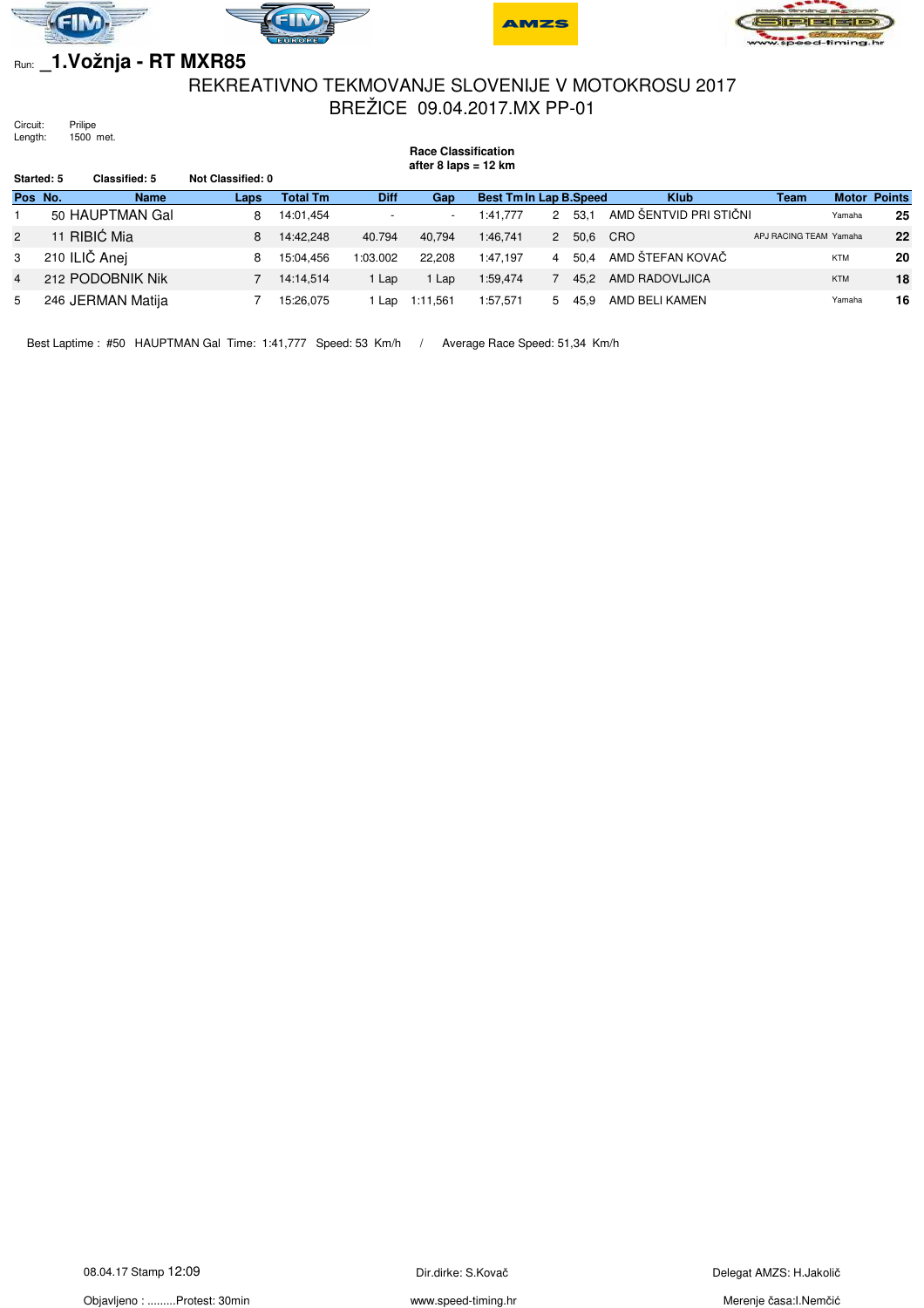Run: **_1.Vožnja - RT MXR85**

# REKREATIVNO TEKMOVANJE SLOVENIJE V MOTOKROSU 2017
## BREŽICE 09.04.2017.MX PP-01

Circuit: Prilipe
Length: 1500 met.

**Race Classification**
**after 8 laps = 12 km**

**Started: 5** **Classified: 5** **Not Classified: 0**

| Pos | No. | Name | Laps | Total Tm | Diff | Gap | Best Tm | In Lap | B.Speed | Klub | Team | Motor | Points |
|---|---|---|---|---|---|---|---|---|---|---|---|---|---|
| 1 | 50 | HAUPTMAN Gal | 8 | 14:01,454 | - | - | 1:41,777 | 2 | 53,1 | AMD ŠENTVID PRI STIČNI | | Yamaha | **25** |
| 2 | 11 | RIBIĆ Mia | 8 | 14:42,248 | 40.794 | 40,794 | 1:46,741 | 2 | 50,6 | CRO | APJ RACING TEAM | Yamaha | **22** |
| 3 | 210 | ILIČ Anej | 8 | 15:04,456 | 1:03.002 | 22,208 | 1:47,197 | 4 | 50,4 | AMD ŠTEFAN KOVAČ | | KTM | **20** |
| 4 | 212 | PODOBNIK Nik | 7 | 14:14,514 | 1 Lap | 1 Lap | 1:59,474 | 7 | 45,2 | AMD RADOVLJICA | | KTM | **18** |
| 5 | 246 | JERMAN Matija | 7 | 15:26,075 | 1 Lap | 1:11,561 | 1:57,571 | 5 | 45,9 | AMD BELI KAMEN | | Yamaha | **16** |

Best Laptime : #50 HAUPTMAN Gal Time: 1:41,777 Speed: 53 Km/h / Average Race Speed: 51,34 Km/h

08.04.17 Stamp 12:09 Dir.dirke: S.Kovač Delegat AMZS: H.Jakolič

Objavljeno : .........Protest: 30min www.speed-timing.hr Merenje časa:I.Nemčić